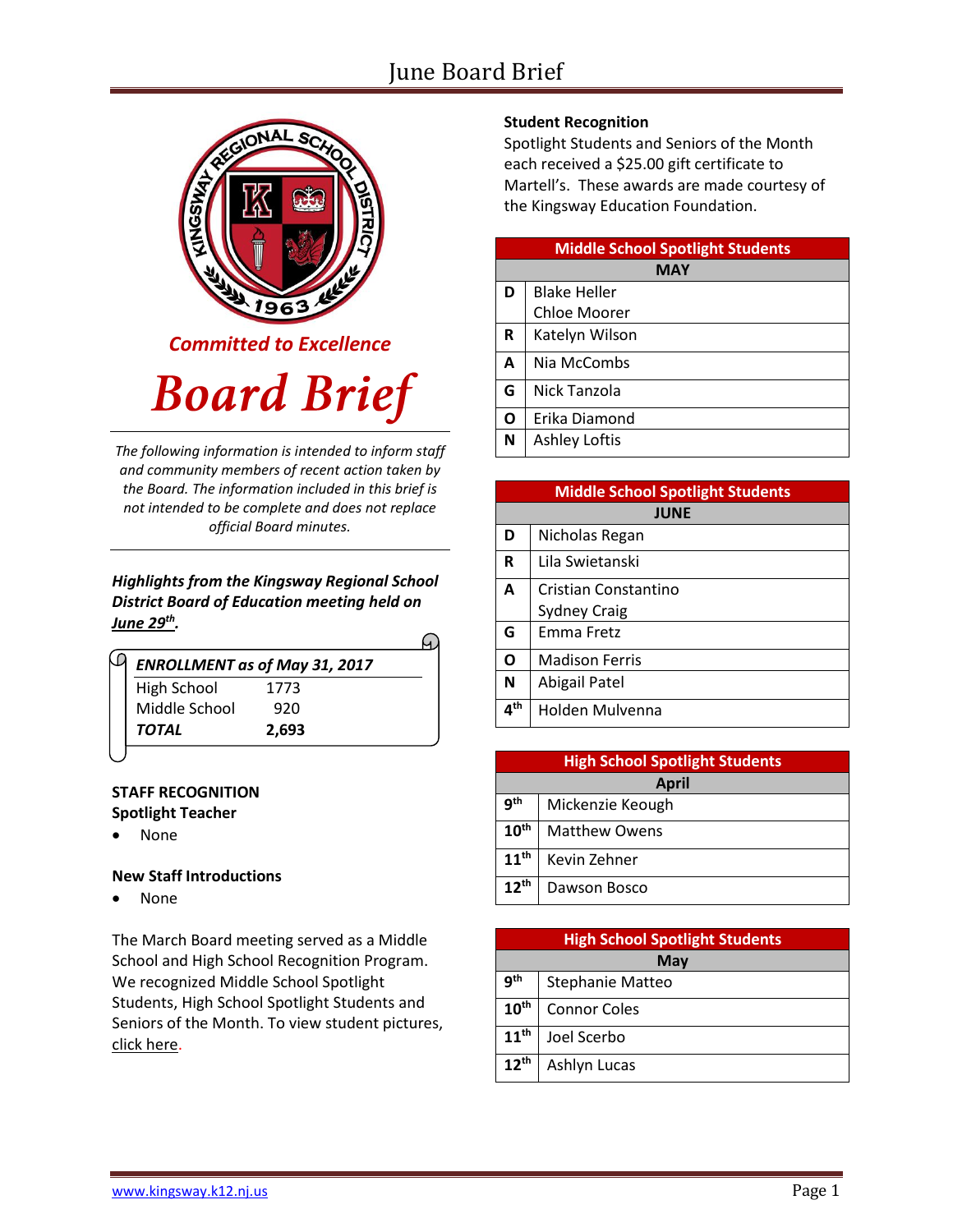*Committed to Excellence*

# Board Brief

*The following information is intended to inform staff and community members of recent action taken by the Board. The information included in this brief is not intended to be complete and does not replace official Board minutes.*

***Highlights from the Kingsway Regional School District Board of Education meeting held on June 29th.***

| *ENROLLMENT as of May 31, 2017* | |
|---|---|
| High School | 1773 |
| Middle School | 920 |
| ***TOTAL*** | **2,693** |

**STAFF RECOGNITION**

**Spotlight Teacher**

- None

**New Staff Introductions**

- None

The March Board meeting served as a Middle School and High School Recognition Program. We recognized Middle School Spotlight Students, High School Spotlight Students and Seniors of the Month. To view student pictures, click here.

**Student Recognition**

Spotlight Students and Seniors of the Month each received a $25.00 gift certificate to Martell's. These awards are made courtesy of the Kingsway Education Foundation.

| Middle School Spotlight Students | |
|---|---|
| **MAY** | |
| D | Blake Heller<br>Chloe Moorer |
| R | Katelyn Wilson |
| A | Nia McCombs |
| G | Nick Tanzola |
| O | Erika Diamond |
| N | Ashley Loftis |

| Middle School Spotlight Students | |
|---|---|
| **JUNE** | |
| D | Nicholas Regan |
| R | Lila Swietanski |
| A | Cristian Constantino<br>Sydney Craig |
| G | Emma Fretz |
| O | Madison Ferris |
| N | Abigail Patel |
| 4th | Holden Mulvenna |

| High School Spotlight Students | |
|---|---|
| **April** | |
| 9th | Mickenzie Keough |
| 10th | Matthew Owens |
| 11th | Kevin Zehner |
| 12th | Dawson Bosco |

| High School Spotlight Students | |
|---|---|
| **May** | |
| 9th | Stephanie Matteo |
| 10th | Connor Coles |
| 11th | Joel Scerbo |
| 12th | Ashlyn Lucas |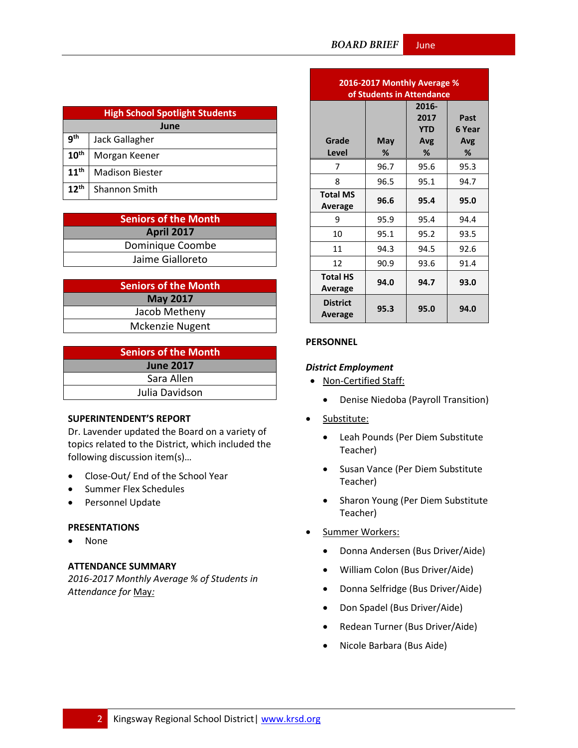| High School Spotlight Students | |
|---|---|
| June | |
| 9th | Jack Gallagher |
| 10th | Morgan Keener |
| 11th | Madison Biester |
| 12th | Shannon Smith |

| Seniors of the Month |
|---|
| April 2017 |
| Dominique Coombe |
| Jaime Gialloreto |

| Seniors of the Month |
|---|
| May 2017 |
| Jacob Metheny |
| Mckenzie Nugent |

| Seniors of the Month |
|---|
| June 2017 |
| Sara Allen |
| Julia Davidson |

## SUPERINTENDENT'S REPORT

Dr. Lavender updated the Board on a variety of topics related to the District, which included the following discussion item(s)…

- Close-Out/ End of the School Year
- Summer Flex Schedules
- Personnel Update

## PRESENTATIONS

- None

## ATTENDANCE SUMMARY

*2016-2017 Monthly Average % of Students in Attendance for* May:

| 2016-2017 Monthly Average % of Students in Attendance | | | |
|---|---|---|---|
| Grade Level | May % | 2016-2017 YTD Avg % | Past 6 Year Avg % |
| 7 | 96.7 | 95.6 | 95.3 |
| 8 | 96.5 | 95.1 | 94.7 |
| **Total MS Average** | **96.6** | **95.4** | **95.0** |
| 9 | 95.9 | 95.4 | 94.4 |
| 10 | 95.1 | 95.2 | 93.5 |
| 11 | 94.3 | 94.5 | 92.6 |
| 12 | 90.9 | 93.6 | 91.4 |
| **Total HS Average** | **94.0** | **94.7** | **93.0** |
| **District Average** | **95.3** | **95.0** | **94.0** |

## PERSONNEL

***District Employment***

- Non-Certified Staff:
  - Denise Niedoba (Payroll Transition)
- Substitute:
  - Leah Pounds (Per Diem Substitute Teacher)
  - Susan Vance (Per Diem Substitute Teacher)
  - Sharon Young (Per Diem Substitute Teacher)
- Summer Workers:
  - Donna Andersen (Bus Driver/Aide)
  - William Colon (Bus Driver/Aide)
  - Donna Selfridge (Bus Driver/Aide)
  - Don Spadel (Bus Driver/Aide)
  - Redean Turner (Bus Driver/Aide)
  - Nicole Barbara (Bus Aide)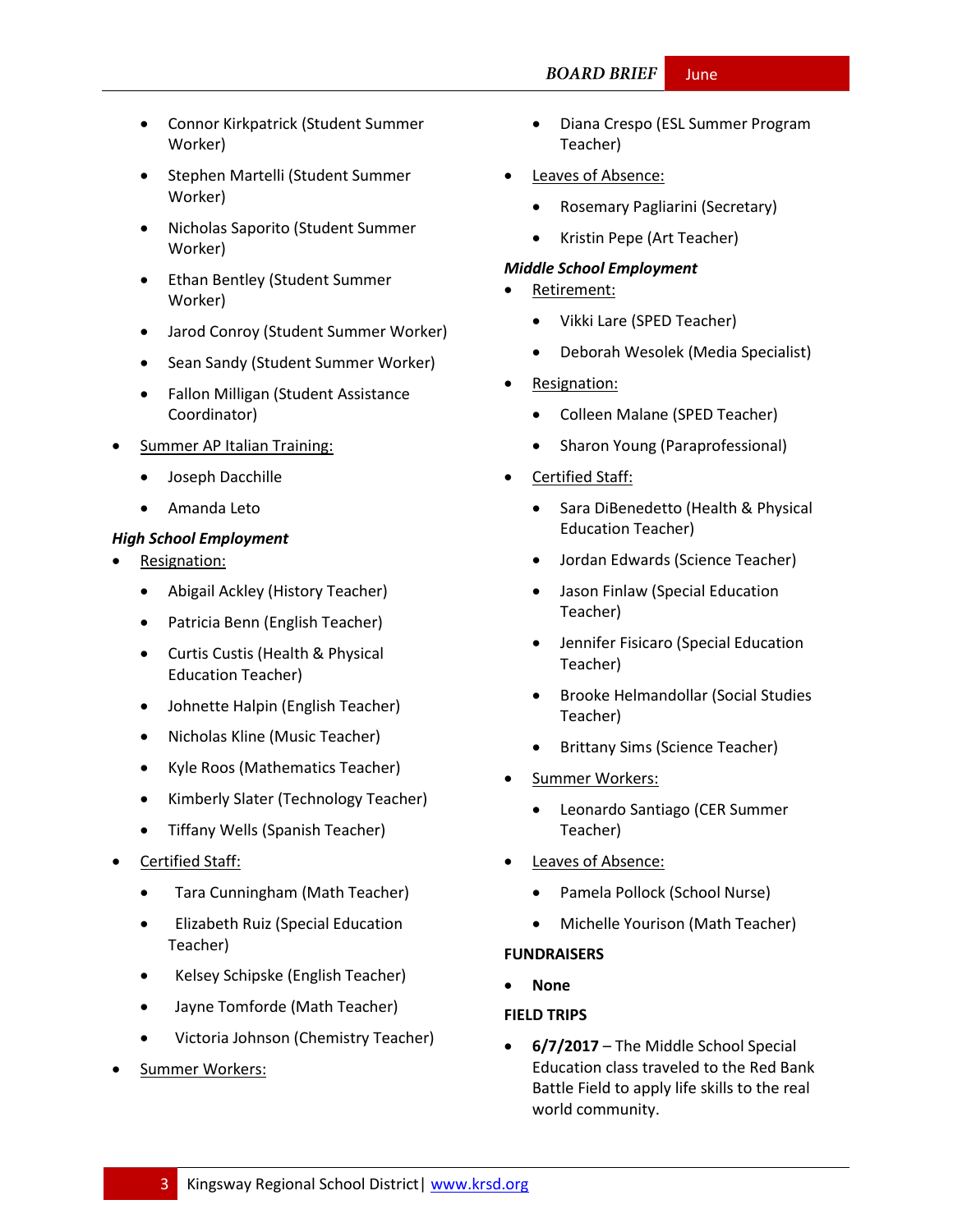- Connor Kirkpatrick (Student Summer Worker)
- Stephen Martelli (Student Summer Worker)
- Nicholas Saporito (Student Summer Worker)
- Ethan Bentley (Student Summer Worker)
- Jarod Conroy (Student Summer Worker)
- Sean Sandy (Student Summer Worker)
- Fallon Milligan (Student Assistance Coordinator)

- Summer AP Italian Training:
  - Joseph Dacchille
  - Amanda Leto

***High School Employment***

- Resignation:
  - Abigail Ackley (History Teacher)
  - Patricia Benn (English Teacher)
  - Curtis Custis (Health & Physical Education Teacher)
  - Johnette Halpin (English Teacher)
  - Nicholas Kline (Music Teacher)
  - Kyle Roos (Mathematics Teacher)
  - Kimberly Slater (Technology Teacher)
  - Tiffany Wells (Spanish Teacher)
- Certified Staff:
  - Tara Cunningham (Math Teacher)
  - Elizabeth Ruiz (Special Education Teacher)
  - Kelsey Schipske (English Teacher)
  - Jayne Tomforde (Math Teacher)
  - Victoria Johnson (Chemistry Teacher)
- Summer Workers:
  - Diana Crespo (ESL Summer Program Teacher)
- Leaves of Absence:
  - Rosemary Pagliarini (Secretary)
  - Kristin Pepe (Art Teacher)

***Middle School Employment***

- Retirement:
  - Vikki Lare (SPED Teacher)
  - Deborah Wesolek (Media Specialist)
- Resignation:
  - Colleen Malane (SPED Teacher)
  - Sharon Young (Paraprofessional)
- Certified Staff:
  - Sara DiBenedetto (Health & Physical Education Teacher)
  - Jordan Edwards (Science Teacher)
  - Jason Finlaw (Special Education Teacher)
  - Jennifer Fisicaro (Special Education Teacher)
  - Brooke Helmandollar (Social Studies Teacher)
  - Brittany Sims (Science Teacher)
- Summer Workers:
  - Leonardo Santiago (CER Summer Teacher)
- Leaves of Absence:
  - Pamela Pollock (School Nurse)
  - Michelle Yourison (Math Teacher)

**FUNDRAISERS**

- **None**

**FIELD TRIPS**

- **6/7/2017** – The Middle School Special Education class traveled to the Red Bank Battle Field to apply life skills to the real world community.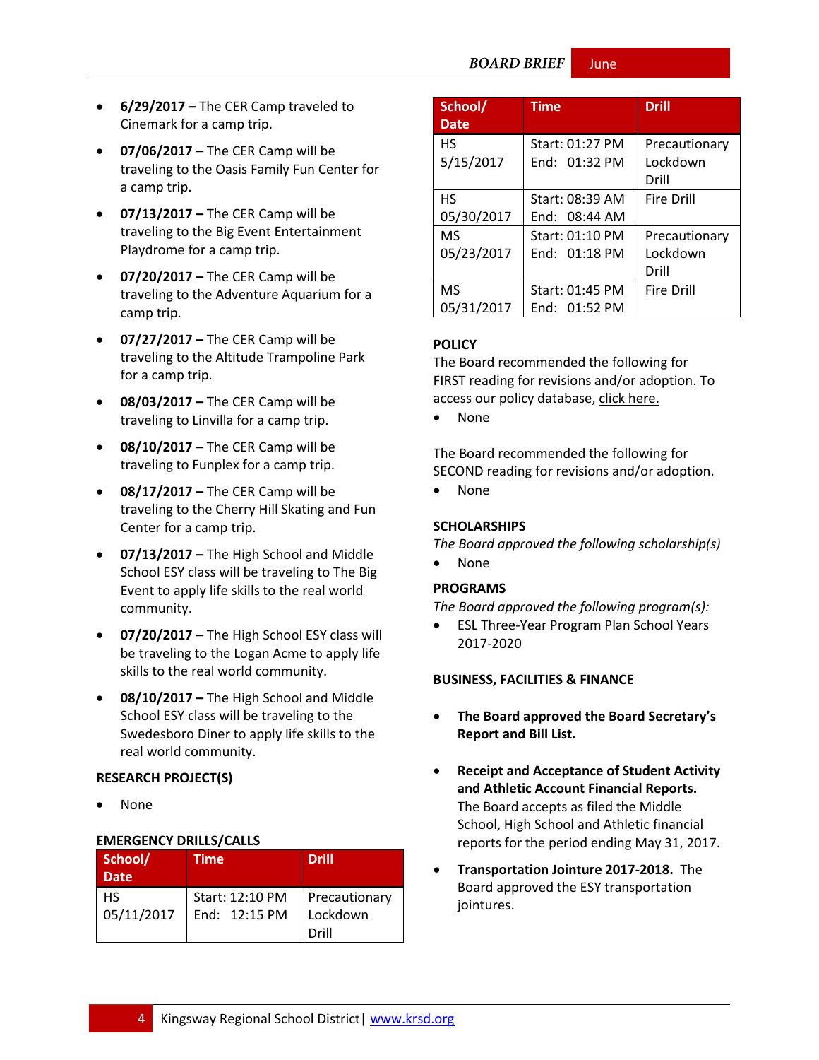- **6/29/2017 –** The CER Camp traveled to Cinemark for a camp trip.
- **07/06/2017 –** The CER Camp will be traveling to the Oasis Family Fun Center for a camp trip.
- **07/13/2017 –** The CER Camp will be traveling to the Big Event Entertainment Playdrome for a camp trip.
- **07/20/2017 –** The CER Camp will be traveling to the Adventure Aquarium for a camp trip.
- **07/27/2017 –** The CER Camp will be traveling to the Altitude Trampoline Park for a camp trip.
- **08/03/2017 –** The CER Camp will be traveling to Linvilla for a camp trip.
- **08/10/2017 –** The CER Camp will be traveling to Funplex for a camp trip.
- **08/17/2017 –** The CER Camp will be traveling to the Cherry Hill Skating and Fun Center for a camp trip.
- **07/13/2017 –** The High School and Middle School ESY class will be traveling to The Big Event to apply life skills to the real world community.
- **07/20/2017 –** The High School ESY class will be traveling to the Logan Acme to apply life skills to the real world community.
- **08/10/2017 –** The High School and Middle School ESY class will be traveling to the Swedesboro Diner to apply life skills to the real world community.

**RESEARCH PROJECT(S)**

- None

**EMERGENCY DRILLS/CALLS**

| School/ Date | Time | Drill |
|---|---|---|
| HS 05/11/2017 | Start: 12:10 PM End: 12:15 PM | Precautionary Lockdown Drill |
| HS 5/15/2017 | Start: 01:27 PM End: 01:32 PM | Precautionary Lockdown Drill |
| HS 05/30/2017 | Start: 08:39 AM End: 08:44 AM | Fire Drill |
| MS 05/23/2017 | Start: 01:10 PM End: 01:18 PM | Precautionary Lockdown Drill |
| MS 05/31/2017 | Start: 01:45 PM End: 01:52 PM | Fire Drill |

**POLICY**

The Board recommended the following for FIRST reading for revisions and/or adoption. To access our policy database, click here.

- None

The Board recommended the following for SECOND reading for revisions and/or adoption.

- None

**SCHOLARSHIPS**

*The Board approved the following scholarship(s)*

- None

**PROGRAMS**

*The Board approved the following program(s):*

- ESL Three-Year Program Plan School Years 2017-2020

**BUSINESS, FACILITIES & FINANCE**

- **The Board approved the Board Secretary's Report and Bill List.**
- **Receipt and Acceptance of Student Activity and Athletic Account Financial Reports.** The Board accepts as filed the Middle School, High School and Athletic financial reports for the period ending May 31, 2017.
- **Transportation Jointure 2017-2018.** The Board approved the ESY transportation jointures.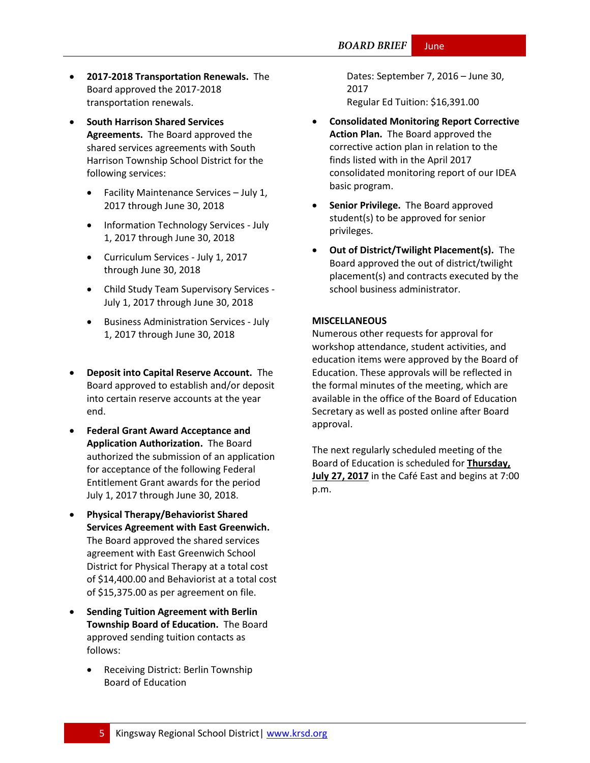- **2017-2018 Transportation Renewals.** The Board approved the 2017-2018 transportation renewals.
- **South Harrison Shared Services Agreements.** The Board approved the shared services agreements with South Harrison Township School District for the following services:
    - Facility Maintenance Services – July 1, 2017 through June 30, 2018
    - Information Technology Services - July 1, 2017 through June 30, 2018
    - Curriculum Services - July 1, 2017 through June 30, 2018
    - Child Study Team Supervisory Services - July 1, 2017 through June 30, 2018
    - Business Administration Services - July 1, 2017 through June 30, 2018
- **Deposit into Capital Reserve Account.** The Board approved to establish and/or deposit into certain reserve accounts at the year end.
- **Federal Grant Award Acceptance and Application Authorization.** The Board authorized the submission of an application for acceptance of the following Federal Entitlement Grant awards for the period July 1, 2017 through June 30, 2018.
- **Physical Therapy/Behaviorist Shared Services Agreement with East Greenwich.** The Board approved the shared services agreement with East Greenwich School District for Physical Therapy at a total cost of $14,400.00 and Behaviorist at a total cost of $15,375.00 as per agreement on file.
- **Sending Tuition Agreement with Berlin Township Board of Education.** The Board approved sending tuition contacts as follows:
    - Receiving District: Berlin Township Board of Education

      Dates: September 7, 2016 – June 30, 2017
      Regular Ed Tuition: $16,391.00
- **Consolidated Monitoring Report Corrective Action Plan.** The Board approved the corrective action plan in relation to the finds listed with in the April 2017 consolidated monitoring report of our IDEA basic program.
- **Senior Privilege.** The Board approved student(s) to be approved for senior privileges.
- **Out of District/Twilight Placement(s).** The Board approved the out of district/twilight placement(s) and contracts executed by the school business administrator.

**MISCELLANEOUS**

Numerous other requests for approval for workshop attendance, student activities, and education items were approved by the Board of Education. These approvals will be reflected in the formal minutes of the meeting, which are available in the office of the Board of Education Secretary as well as posted online after Board approval.

The next regularly scheduled meeting of the Board of Education is scheduled for **Thursday, July 27, 2017** in the Café East and begins at 7:00 p.m.